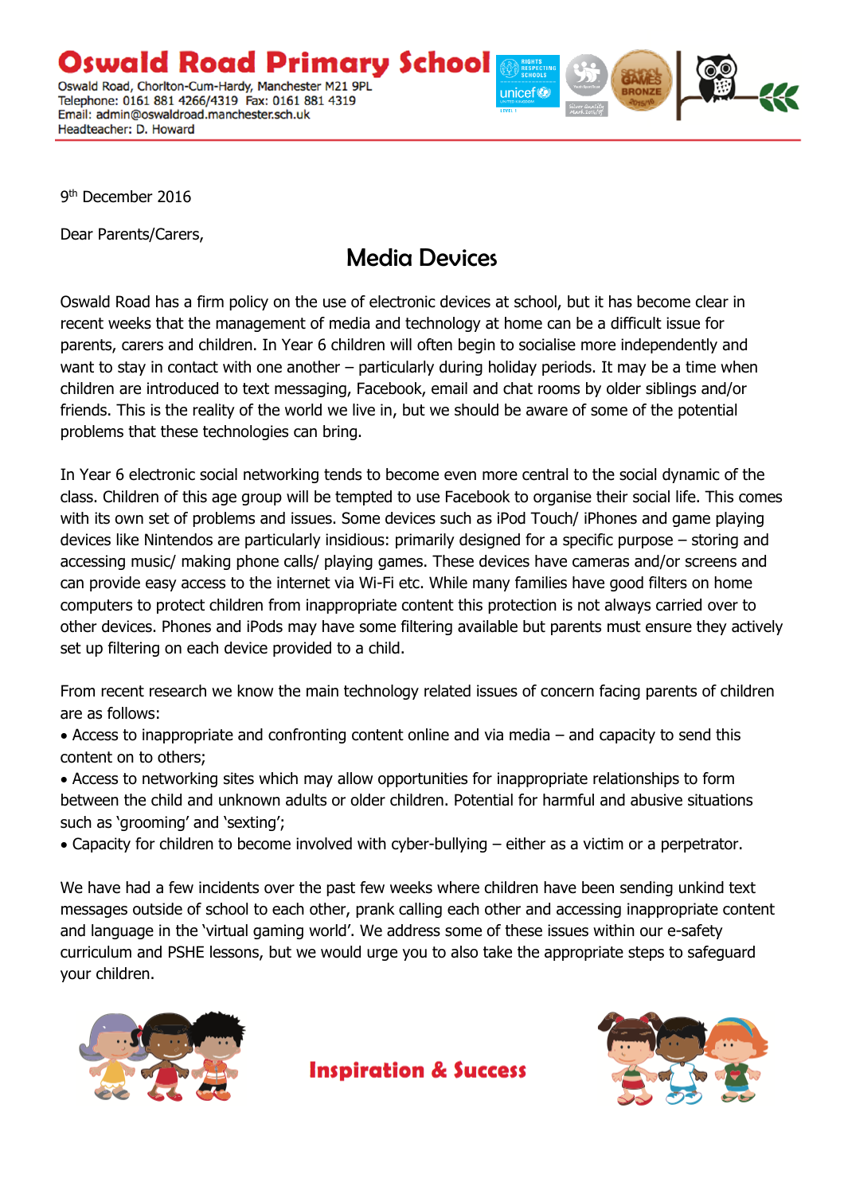# Oswald Road Primary School

Oswald Road, Chorlton-Cum-Hardy, Manchester M21 9PL
Telephone: 0161 881 4266/4319 Fax: 0161 881 4319
Email: admin@oswaldroad.manchester.sch.uk
Headteacher: D. Howard

9th December 2016

Dear Parents/Carers,

## Media Devices

Oswald Road has a firm policy on the use of electronic devices at school, but it has become clear in recent weeks that the management of media and technology at home can be a difficult issue for parents, carers and children. In Year 6 children will often begin to socialise more independently and want to stay in contact with one another – particularly during holiday periods. It may be a time when children are introduced to text messaging, Facebook, email and chat rooms by older siblings and/or friends. This is the reality of the world we live in, but we should be aware of some of the potential problems that these technologies can bring.

In Year 6 electronic social networking tends to become even more central to the social dynamic of the class. Children of this age group will be tempted to use Facebook to organise their social life. This comes with its own set of problems and issues. Some devices such as iPod Touch/ iPhones and game playing devices like Nintendos are particularly insidious: primarily designed for a specific purpose – storing and accessing music/ making phone calls/ playing games. These devices have cameras and/or screens and can provide easy access to the internet via Wi-Fi etc. While many families have good filters on home computers to protect children from inappropriate content this protection is not always carried over to other devices. Phones and iPods may have some filtering available but parents must ensure they actively set up filtering on each device provided to a child.

From recent research we know the main technology related issues of concern facing parents of children are as follows:

- Access to inappropriate and confronting content online and via media – and capacity to send this content on to others;
- Access to networking sites which may allow opportunities for inappropriate relationships to form between the child and unknown adults or older children. Potential for harmful and abusive situations such as 'grooming' and 'sexting';
- Capacity for children to become involved with cyber-bullying – either as a victim or a perpetrator.

We have had a few incidents over the past few weeks where children have been sending unkind text messages outside of school to each other, prank calling each other and accessing inappropriate content and language in the 'virtual gaming world'. We address some of these issues within our e-safety curriculum and PSHE lessons, but we would urge you to also take the appropriate steps to safeguard your children.

**Inspiration & Success**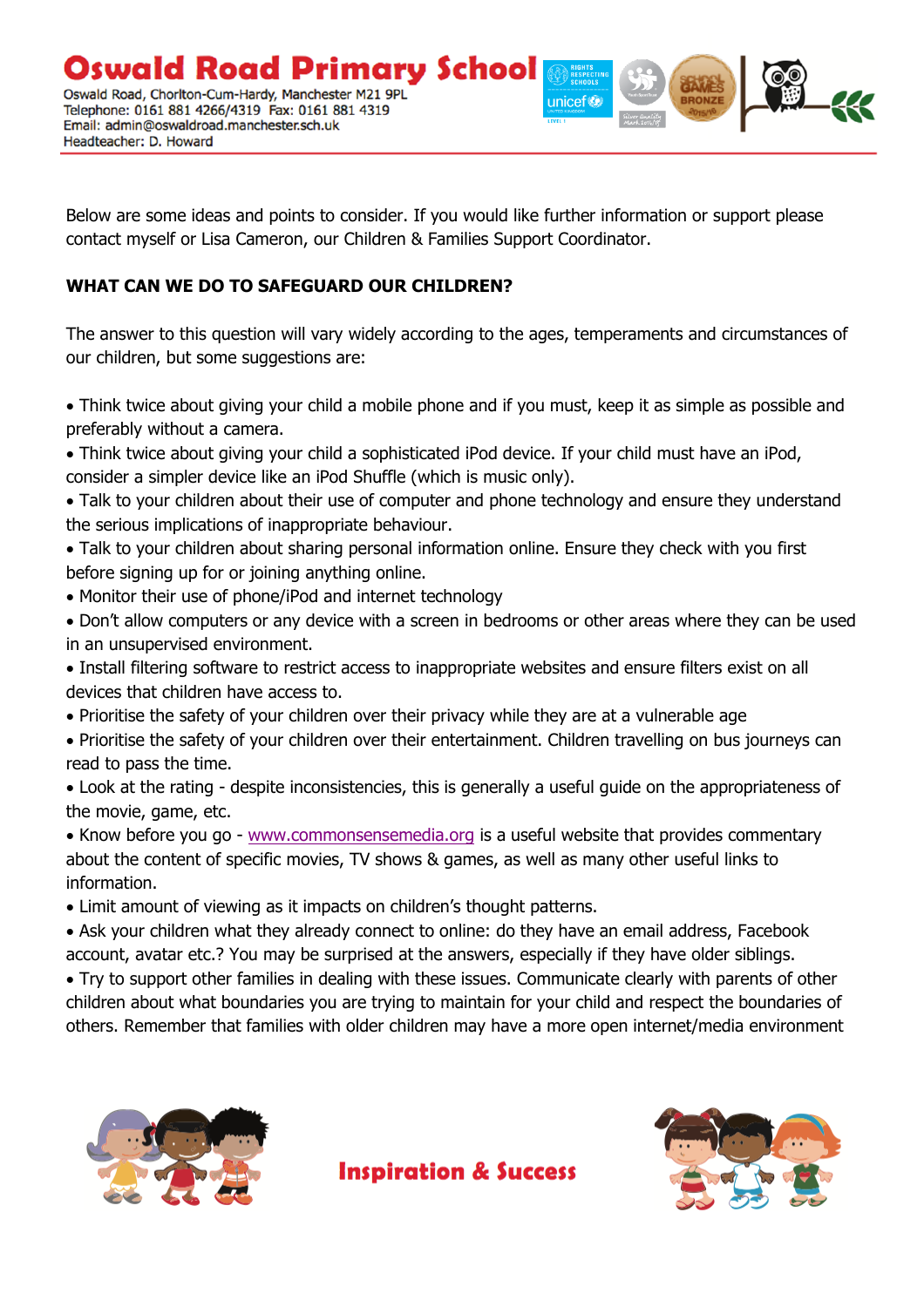Below are some ideas and points to consider. If you would like further information or support please contact myself or Lisa Cameron, our Children & Families Support Coordinator.

**WHAT CAN WE DO TO SAFEGUARD OUR CHILDREN?**

The answer to this question will vary widely according to the ages, temperaments and circumstances of our children, but some suggestions are:

- Think twice about giving your child a mobile phone and if you must, keep it as simple as possible and preferably without a camera.
- Think twice about giving your child a sophisticated iPod device. If your child must have an iPod, consider a simpler device like an iPod Shuffle (which is music only).
- Talk to your children about their use of computer and phone technology and ensure they understand the serious implications of inappropriate behaviour.
- Talk to your children about sharing personal information online. Ensure they check with you first before signing up for or joining anything online.
- Monitor their use of phone/iPod and internet technology
- Don't allow computers or any device with a screen in bedrooms or other areas where they can be used in an unsupervised environment.
- Install filtering software to restrict access to inappropriate websites and ensure filters exist on all devices that children have access to.
- Prioritise the safety of your children over their privacy while they are at a vulnerable age
- Prioritise the safety of your children over their entertainment. Children travelling on bus journeys can read to pass the time.
- Look at the rating - despite inconsistencies, this is generally a useful guide on the appropriateness of the movie, game, etc.
- Know before you go - www.commonsensemedia.org is a useful website that provides commentary about the content of specific movies, TV shows & games, as well as many other useful links to information.
- Limit amount of viewing as it impacts on children's thought patterns.
- Ask your children what they already connect to online: do they have an email address, Facebook account, avatar etc.? You may be surprised at the answers, especially if they have older siblings.
- Try to support other families in dealing with these issues. Communicate clearly with parents of other children about what boundaries you are trying to maintain for your child and respect the boundaries of others. Remember that families with older children may have a more open internet/media environment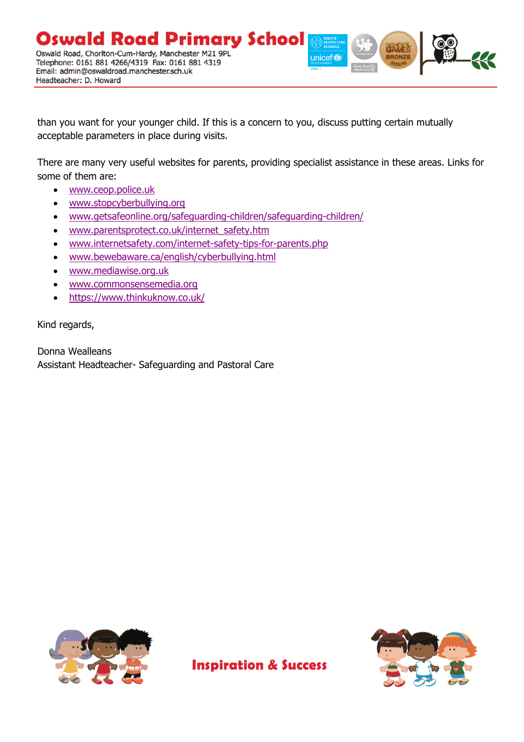than you want for your younger child. If this is a concern to you, discuss putting certain mutually acceptable parameters in place during visits.

There are many very useful websites for parents, providing specialist assistance in these areas. Links for some of them are:

- www.ceop.police.uk
- www.stopcyberbullying.org
- www.getsafeonline.org/safeguarding-children/safeguarding-children/
- www.parentsprotect.co.uk/internet_safety.htm
- www.internetsafety.com/internet-safety-tips-for-parents.php
- www.bewebaware.ca/english/cyberbullying.html
- www.mediawise.org.uk
- www.commonsensemedia.org
- https://www.thinkuknow.co.uk/

Kind regards,

Donna Wealleans
Assistant Headteacher- Safeguarding and Pastoral Care